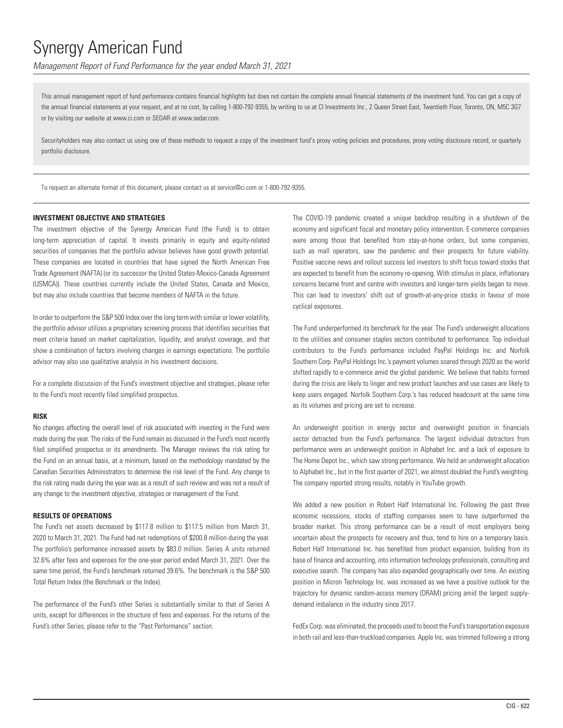# Synergy American Fund

*Management Report of Fund Performance for the year ended March 31, 2021*

This annual management report of fund performance contains financial highlights but does not contain the complete annual financial statements of the investment fund. You can get a copy of the annual financial statements at your request, and at no cost, by calling 1-800-792-9355, by writing to us at CI Investments Inc., 2 Queen Street East, Twentieth Floor, Toronto, ON, M5C 3G7 or by visiting our website at www.ci.com or SEDAR at www.sedar.com.

Securityholders may also contact us using one of these methods to request a copy of the investment fund's proxy voting policies and procedures, proxy voting disclosure record, or quarterly portfolio disclosure.

To request an alternate format of this document, please contact us at service@ci.com or 1-800-792-9355.

## INVESTMENT OBJECTIVE AND STRATEGIES

The investment objective of the Synergy American Fund (the Fund) is to obtain long-term appreciation of capital. It invests primarily in equity and equity-related securities of companies that the portfolio advisor believes have good growth potential. These companies are located in countries that have signed the North American Free Trade Agreement (NAFTA) (or its successor the United States-Mexico-Canada Agreement (USMCA)). These countries currently include the United States, Canada and Mexico, but may also include countries that become members of NAFTA in the future.

In order to outperform the S&P 500 Index over the long term with similar or lower volatility, the portfolio advisor utilizes a proprietary screening process that identifies securities that meet criteria based on market capitalization, liquidity, and analyst coverage, and that show a combination of factors involving changes in earnings expectations. The portfolio advisor may also use qualitative analysis in his investment decisions.

For a complete discussion of the Fund's investment objective and strategies, please refer to the Fund's most recently filed simplified prospectus.

## RISK

No changes affecting the overall level of risk associated with investing in the Fund were made during the year. The risks of the Fund remain as discussed in the Fund's most recently filed simplified prospectus or its amendments. The Manager reviews the risk rating for the Fund on an annual basis, at a minimum, based on the methodology mandated by the Canadian Securities Administrators to determine the risk level of the Fund. Any change to the risk rating made during the year was as a result of such review and was not a result of any change to the investment objective, strategies or management of the Fund.

## RESULTS OF OPERATIONS

The Fund's net assets decreased by $117.8 million to $117.5 million from March 31, 2020 to March 31, 2021. The Fund had net redemptions of $200.8 million during the year. The portfolio's performance increased assets by $83.0 million. Series A units returned 32.6% after fees and expenses for the one-year period ended March 31, 2021. Over the same time period, the Fund's benchmark returned 39.6%. The benchmark is the S&P 500 Total Return Index (the Benchmark or the Index).

The performance of the Fund's other Series is substantially similar to that of Series A units, except for differences in the structure of fees and expenses. For the returns of the Fund's other Series, please refer to the "Past Performance" section.

The COVID-19 pandemic created a unique backdrop resulting in a shutdown of the economy and significant fiscal and monetary policy intervention. E-commerce companies were among those that benefited from stay-at-home orders, but some companies, such as mall operators, saw the pandemic end their prospects for future viability. Positive vaccine news and rollout success led investors to shift focus toward stocks that are expected to benefit from the economy re-opening. With stimulus in place, inflationary concerns became front and centre with investors and longer-term yields began to move. This can lead to investors' shift out of growth-at-any-price stocks in favour of more cyclical exposures.

The Fund underperformed its benchmark for the year. The Fund's underweight allocations to the utilities and consumer staples sectors contributed to performance. Top individual contributors to the Fund's performance included PayPal Holdings Inc. and Norfolk Southern Corp. PayPal Holdings Inc.'s payment volumes soared through 2020 as the world shifted rapidly to e-commerce amid the global pandemic. We believe that habits formed during the crisis are likely to linger and new product launches and use cases are likely to keep users engaged. Norfolk Southern Corp.'s has reduced headcount at the same time as its volumes and pricing are set to increase.

An underweight position in energy sector and overweight position in financials sector detracted from the Fund's performance. The largest individual detractors from performance were an underweight position in Alphabet Inc. and a lack of exposure to The Home Depot Inc., which saw strong performance. We held an underweight allocation to Alphabet Inc., but in the first quarter of 2021, we almost doubled the Fund's weighting. The company reported strong results, notably in YouTube growth.

We added a new position in Robert Half International Inc. Following the past three economic recessions, stocks of staffing companies seem to have outperformed the broader market. This strong performance can be a result of most employers being uncertain about the prospects for recovery and thus, tend to hire on a temporary basis. Robert Half International Inc. has benefited from product expansion, building from its base of finance and accounting, into information technology professionals, consulting and executive search. The company has also expanded geographically over time. An existing position in Micron Technology Inc. was increased as we have a positive outlook for the trajectory for dynamic random-access memory (DRAM) pricing amid the largest supply-demand imbalance in the industry since 2017.

FedEx Corp. was eliminated, the proceeds used to boost the Fund's transportation exposure in both rail and less-than-truckload companies. Apple Inc. was trimmed following a strong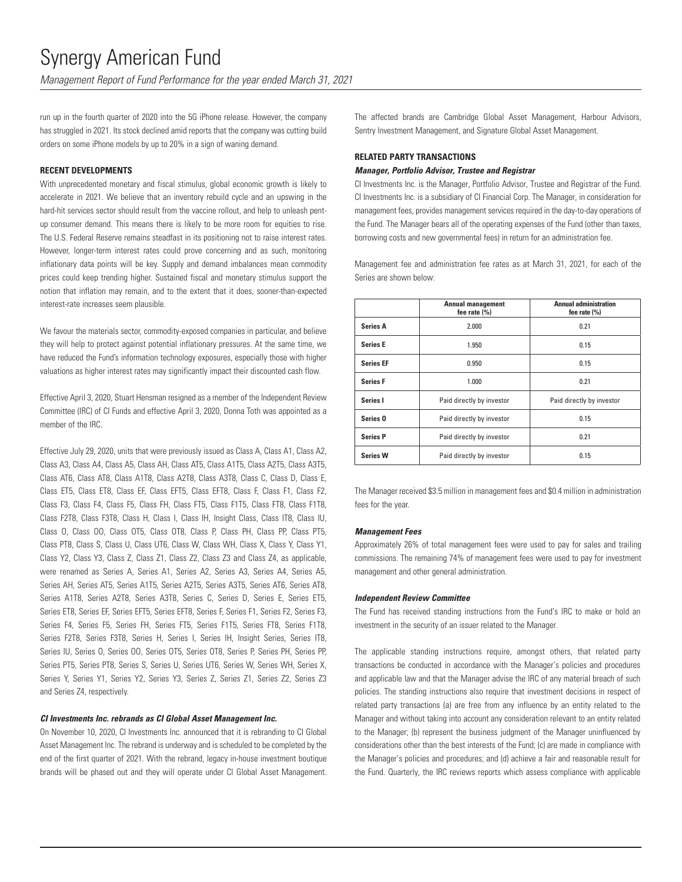run up in the fourth quarter of 2020 into the 5G iPhone release. However, the company has struggled in 2021. Its stock declined amid reports that the company was cutting build orders on some iPhone models by up to 20% in a sign of waning demand.

**RECENT DEVELOPMENTS**

With unprecedented monetary and fiscal stimulus, global economic growth is likely to accelerate in 2021. We believe that an inventory rebuild cycle and an upswing in the hard-hit services sector should result from the vaccine rollout, and help to unleash pent-up consumer demand. This means there is likely to be more room for equities to rise. The U.S. Federal Reserve remains steadfast in its positioning not to raise interest rates. However, longer-term interest rates could prove concerning and as such, monitoring inflationary data points will be key. Supply and demand imbalances mean commodity prices could keep trending higher. Sustained fiscal and monetary stimulus support the notion that inflation may remain, and to the extent that it does, sooner-than-expected interest-rate increases seem plausible.

We favour the materials sector, commodity-exposed companies in particular, and believe they will help to protect against potential inflationary pressures. At the same time, we have reduced the Fund's information technology exposures, especially those with higher valuations as higher interest rates may significantly impact their discounted cash flow.

Effective April 3, 2020, Stuart Hensman resigned as a member of the Independent Review Committee (IRC) of CI Funds and effective April 3, 2020, Donna Toth was appointed as a member of the IRC.

Effective July 29, 2020, units that were previously issued as Class A, Class A1, Class A2, Class A3, Class A4, Class A5, Class AH, Class AT5, Class A1T5, Class A2T5, Class A3T5, Class AT6, Class AT8, Class A1T8, Class A2T8, Class A3T8, Class C, Class D, Class E, Class ET5, Class ET8, Class EF, Class EFT5, Class EFT8, Class F, Class F1, Class F2, Class F3, Class F4, Class F5, Class FH, Class FT5, Class F1T5, Class FT8, Class F1T8, Class F2T8, Class F3T8, Class H, Class I, Class IH, Insight Class, Class IT8, Class IU, Class O, Class OO, Class OT5, Class OT8, Class P, Class PH, Class PP, Class PT5, Class PT8, Class S, Class U, Class UT6, Class W, Class WH, Class X, Class Y, Class Y1, Class Y2, Class Y3, Class Z, Class Z1, Class Z2, Class Z3 and Class Z4, as applicable, were renamed as Series A, Series A1, Series A2, Series A3, Series A4, Series A5, Series AH, Series AT5, Series A1T5, Series A2T5, Series A3T5, Series AT6, Series AT8, Series A1T8, Series A2T8, Series A3T8, Series C, Series D, Series E, Series ET5, Series ET8, Series EF, Series EFT5, Series EFT8, Series F, Series F1, Series F2, Series F3, Series F4, Series F5, Series FH, Series FT5, Series F1T5, Series FT8, Series F1T8, Series F2T8, Series F3T8, Series H, Series I, Series IH, Insight Series, Series IT8, Series IU, Series O, Series OO, Series OT5, Series OT8, Series P, Series PH, Series PP, Series PT5, Series PT8, Series S, Series U, Series UT6, Series W, Series WH, Series X, Series Y, Series Y1, Series Y2, Series Y3, Series Z, Series Z1, Series Z2, Series Z3 and Series Z4, respectively.

***CI Investments Inc. rebrands as CI Global Asset Management Inc.***

On November 10, 2020, CI Investments Inc. announced that it is rebranding to CI Global Asset Management Inc. The rebrand is underway and is scheduled to be completed by the end of the first quarter of 2021. With the rebrand, legacy in-house investment boutique brands will be phased out and they will operate under CI Global Asset Management. The affected brands are Cambridge Global Asset Management, Harbour Advisors, Sentry Investment Management, and Signature Global Asset Management.

**RELATED PARTY TRANSACTIONS**

***Manager, Portfolio Advisor, Trustee and Registrar***

CI Investments Inc. is the Manager, Portfolio Advisor, Trustee and Registrar of the Fund. CI Investments Inc. is a subsidiary of CI Financial Corp. The Manager, in consideration for management fees, provides management services required in the day-to-day operations of the Fund. The Manager bears all of the operating expenses of the Fund (other than taxes, borrowing costs and new governmental fees) in return for an administration fee.

Management fee and administration fee rates as at March 31, 2021, for each of the Series are shown below:

| | Annual management fee rate (%) | Annual administration fee rate (%) |
|---|---|---|
| **Series A** | 2.000 | 0.21 |
| **Series E** | 1.950 | 0.15 |
| **Series EF** | 0.950 | 0.15 |
| **Series F** | 1.000 | 0.21 |
| **Series I** | Paid directly by investor | Paid directly by investor |
| **Series O** | Paid directly by investor | 0.15 |
| **Series P** | Paid directly by investor | 0.21 |
| **Series W** | Paid directly by investor | 0.15 |

The Manager received $3.5 million in management fees and $0.4 million in administration fees for the year.

***Management Fees***

Approximately 26% of total management fees were used to pay for sales and trailing commissions. The remaining 74% of management fees were used to pay for investment management and other general administration.

***Independent Review Committee***

The Fund has received standing instructions from the Fund's IRC to make or hold an investment in the security of an issuer related to the Manager.

The applicable standing instructions require, amongst others, that related party transactions be conducted in accordance with the Manager's policies and procedures and applicable law and that the Manager advise the IRC of any material breach of such policies. The standing instructions also require that investment decisions in respect of related party transactions (a) are free from any influence by an entity related to the Manager and without taking into account any consideration relevant to an entity related to the Manager; (b) represent the business judgment of the Manager uninfluenced by considerations other than the best interests of the Fund; (c) are made in compliance with the Manager's policies and procedures; and (d) achieve a fair and reasonable result for the Fund. Quarterly, the IRC reviews reports which assess compliance with applicable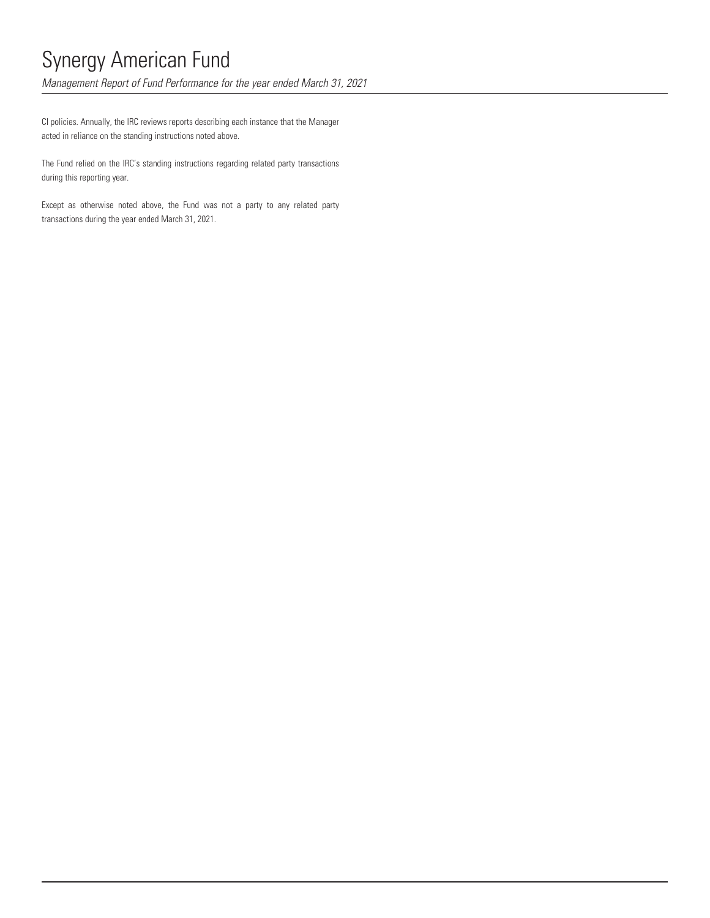CI policies. Annually, the IRC reviews reports describing each instance that the Manager acted in reliance on the standing instructions noted above.

The Fund relied on the IRC's standing instructions regarding related party transactions during this reporting year.

Except as otherwise noted above, the Fund was not a party to any related party transactions during the year ended March 31, 2021.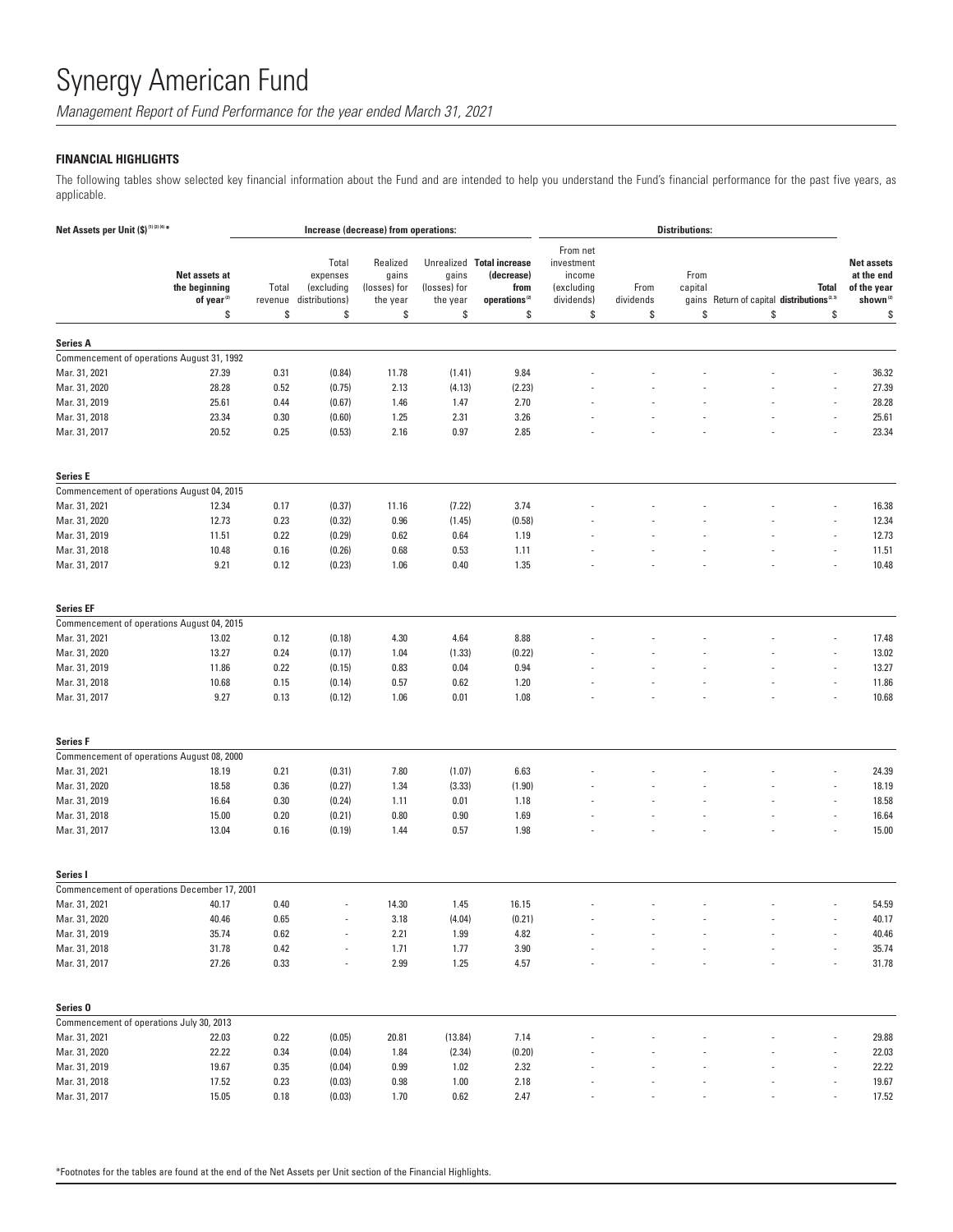# Synergy American Fund

*Management Report of Fund Performance for the year ended March 31, 2021*

**FINANCIAL HIGHLIGHTS**

The following tables show selected key financial information about the Fund and are intended to help you understand the Fund's financial performance for the past five years, as applicable.

| Net Assets per Unit ($)[1][2][4]* | | Increase (decrease) from operations: | | | | | Distributions: | | | | | | |
|---|---|---|---|---|---|---|---|---|---|---|---|---|---|
| | Net assets at the beginning of year[2] | Total revenue | Total expenses (excluding distributions) | Realized gains (losses) for the year | Unrealized gains (losses) for the year | Total increase (decrease) from operations[2] | From net investment income (excluding dividends) | From dividends | From capital gains | Return of capital | Total distributions[2,3] | Net assets at the end of the year shown[2] |
| | $ | $ | $ | $ | $ | $ | $ | $ | $ | $ | $ | $ |
| **Series A** | | | | | | | | | | | | |
| Commencement of operations August 31, 1992 | | | | | | | | | | | | |
| Mar. 31, 2021 | 27.39 | 0.31 | (0.84) | 11.78 | (1.41) | 9.84 | - | - | - | - | - | 36.32 |
| Mar. 31, 2020 | 28.28 | 0.52 | (0.75) | 2.13 | (4.13) | (2.23) | - | - | - | - | - | 27.39 |
| Mar. 31, 2019 | 25.61 | 0.44 | (0.67) | 1.46 | 1.47 | 2.70 | - | - | - | - | - | 28.28 |
| Mar. 31, 2018 | 23.34 | 0.30 | (0.60) | 1.25 | 2.31 | 3.26 | - | - | - | - | - | 25.61 |
| Mar. 31, 2017 | 20.52 | 0.25 | (0.53) | 2.16 | 0.97 | 2.85 | - | - | - | - | - | 23.34 |
| **Series E** | | | | | | | | | | | | |
| Commencement of operations August 04, 2015 | | | | | | | | | | | | |
| Mar. 31, 2021 | 12.34 | 0.17 | (0.37) | 11.16 | (7.22) | 3.74 | - | - | - | - | - | 16.38 |
| Mar. 31, 2020 | 12.73 | 0.23 | (0.32) | 0.96 | (1.45) | (0.58) | - | - | - | - | - | 12.34 |
| Mar. 31, 2019 | 11.51 | 0.22 | (0.29) | 0.62 | 0.64 | 1.19 | - | - | - | - | - | 12.73 |
| Mar. 31, 2018 | 10.48 | 0.16 | (0.26) | 0.68 | 0.53 | 1.11 | - | - | - | - | - | 11.51 |
| Mar. 31, 2017 | 9.21 | 0.12 | (0.23) | 1.06 | 0.40 | 1.35 | - | - | - | - | - | 10.48 |
| **Series EF** | | | | | | | | | | | | |
| Commencement of operations August 04, 2015 | | | | | | | | | | | | |
| Mar. 31, 2021 | 13.02 | 0.12 | (0.18) | 4.30 | 4.64 | 8.88 | - | - | - | - | - | 17.48 |
| Mar. 31, 2020 | 13.27 | 0.24 | (0.17) | 1.04 | (1.33) | (0.22) | - | - | - | - | - | 13.02 |
| Mar. 31, 2019 | 11.86 | 0.22 | (0.15) | 0.83 | 0.04 | 0.94 | - | - | - | - | - | 13.27 |
| Mar. 31, 2018 | 10.68 | 0.15 | (0.14) | 0.57 | 0.62 | 1.20 | - | - | - | - | - | 11.86 |
| Mar. 31, 2017 | 9.27 | 0.13 | (0.12) | 1.06 | 0.01 | 1.08 | - | - | - | - | - | 10.68 |
| **Series F** | | | | | | | | | | | | |
| Commencement of operations August 08, 2000 | | | | | | | | | | | | |
| Mar. 31, 2021 | 18.19 | 0.21 | (0.31) | 7.80 | (1.07) | 6.63 | - | - | - | - | - | 24.39 |
| Mar. 31, 2020 | 18.58 | 0.36 | (0.27) | 1.34 | (3.33) | (1.90) | - | - | - | - | - | 18.19 |
| Mar. 31, 2019 | 16.64 | 0.30 | (0.24) | 1.11 | 0.01 | 1.18 | - | - | - | - | - | 18.58 |
| Mar. 31, 2018 | 15.00 | 0.20 | (0.21) | 0.80 | 0.90 | 1.69 | - | - | - | - | - | 16.64 |
| Mar. 31, 2017 | 13.04 | 0.16 | (0.19) | 1.44 | 0.57 | 1.98 | - | - | - | - | - | 15.00 |
| **Series I** | | | | | | | | | | | | |
| Commencement of operations December 17, 2001 | | | | | | | | | | | | |
| Mar. 31, 2021 | 40.17 | 0.40 | - | 14.30 | 1.45 | 16.15 | - | - | - | - | - | 54.59 |
| Mar. 31, 2020 | 40.46 | 0.65 | - | 3.18 | (4.04) | (0.21) | - | - | - | - | - | 40.17 |
| Mar. 31, 2019 | 35.74 | 0.62 | - | 2.21 | 1.99 | 4.82 | - | - | - | - | - | 40.46 |
| Mar. 31, 2018 | 31.78 | 0.42 | - | 1.71 | 1.77 | 3.90 | - | - | - | - | - | 35.74 |
| Mar. 31, 2017 | 27.26 | 0.33 | - | 2.99 | 1.25 | 4.57 | - | - | - | - | - | 31.78 |
| **Series O** | | | | | | | | | | | | |
| Commencement of operations July 30, 2013 | | | | | | | | | | | | |
| Mar. 31, 2021 | 22.03 | 0.22 | (0.05) | 20.81 | (13.84) | 7.14 | - | - | - | - | - | 29.88 |
| Mar. 31, 2020 | 22.22 | 0.34 | (0.04) | 1.84 | (2.34) | (0.20) | - | - | - | - | - | 22.03 |
| Mar. 31, 2019 | 19.67 | 0.35 | (0.04) | 0.99 | 1.02 | 2.32 | - | - | - | - | - | 22.22 |
| Mar. 31, 2018 | 17.52 | 0.23 | (0.03) | 0.98 | 1.00 | 2.18 | - | - | - | - | - | 19.67 |
| Mar. 31, 2017 | 15.05 | 0.18 | (0.03) | 1.70 | 0.62 | 2.47 | - | - | - | - | - | 17.52 |

*Footnotes for the tables are found at the end of the Net Assets per Unit section of the Financial Highlights.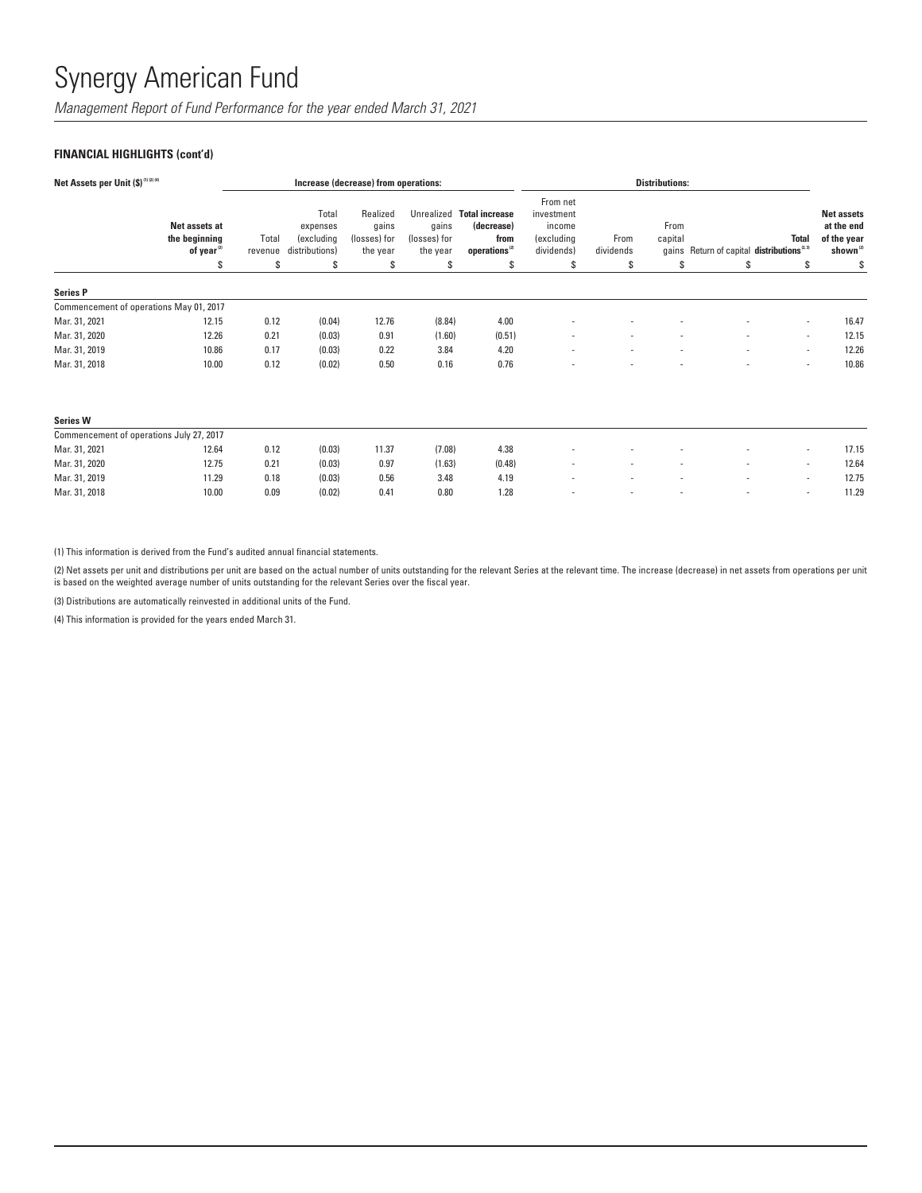# Synergy American Fund

*Management Report of Fund Performance for the year ended March 31, 2021*

**FINANCIAL HIGHLIGHTS (cont'd)**

| Net Assets per Unit ($) [1][2][4] | | Increase (decrease) from operations: | | | | | Distributions: | | | | | |
|---|---|---|---|---|---|---|---|---|---|---|---|---|
| | Net assets at the beginning of year [2] | Total revenue | Total expenses (excluding distributions) | Realized gains (losses) for the year | Unrealized gains (losses) for the year | Total increase (decrease) from operations [2] | From net investment income (excluding dividends) | From dividends | From capital gains | Return of capital | Total distributions [2,3] | Net assets at the end of the year shown [2] |
| | $ | $ | $ | $ | $ | $ | $ | $ | $ | $ | $ | $ |
| **Series P** | | | | | | | | | | | | |
| Commencement of operations May 01, 2017 | | | | | | | | | | | | |
| Mar. 31, 2021 | 12.15 | 0.12 | (0.04) | 12.76 | (8.84) | 4.00 | - | - | - | - | - | 16.47 |
| Mar. 31, 2020 | 12.26 | 0.21 | (0.03) | 0.91 | (1.60) | (0.51) | - | - | - | - | - | 12.15 |
| Mar. 31, 2019 | 10.86 | 0.17 | (0.03) | 0.22 | 3.84 | 4.20 | - | - | - | - | - | 12.26 |
| Mar. 31, 2018 | 10.00 | 0.12 | (0.02) | 0.50 | 0.16 | 0.76 | - | - | - | - | - | 10.86 |
| **Series W** | | | | | | | | | | | | |
| Commencement of operations July 27, 2017 | | | | | | | | | | | | |
| Mar. 31, 2021 | 12.64 | 0.12 | (0.03) | 11.37 | (7.08) | 4.38 | - | - | - | - | - | 17.15 |
| Mar. 31, 2020 | 12.75 | 0.21 | (0.03) | 0.97 | (1.63) | (0.48) | - | - | - | - | - | 12.64 |
| Mar. 31, 2019 | 11.29 | 0.18 | (0.03) | 0.56 | 3.48 | 4.19 | - | - | - | - | - | 12.75 |
| Mar. 31, 2018 | 10.00 | 0.09 | (0.02) | 0.41 | 0.80 | 1.28 | - | - | - | - | - | 11.29 |

(1) This information is derived from the Fund's audited annual financial statements.

(2) Net assets per unit and distributions per unit are based on the actual number of units outstanding for the relevant Series at the relevant time. The increase (decrease) in net assets from operations per unit is based on the weighted average number of units outstanding for the relevant Series over the fiscal year.

(3) Distributions are automatically reinvested in additional units of the Fund.

(4) This information is provided for the years ended March 31.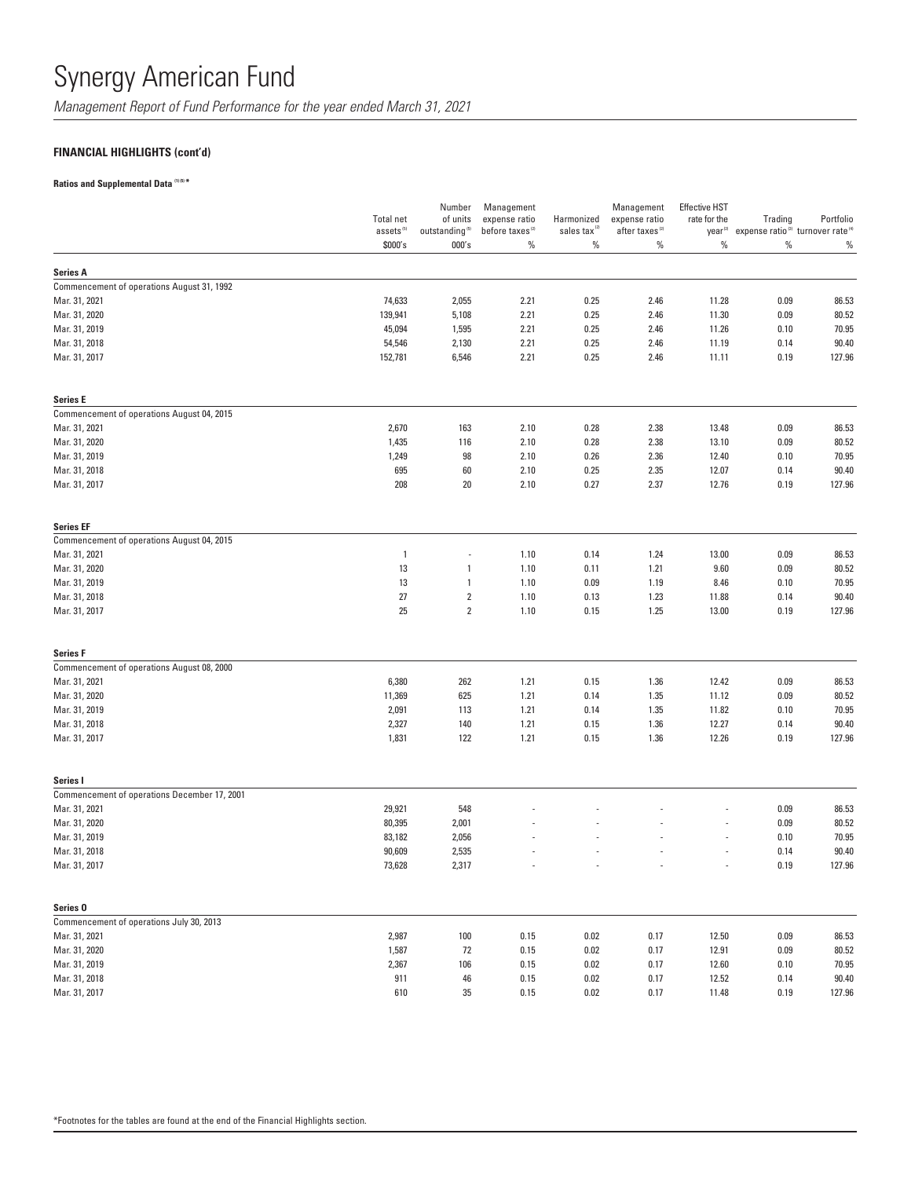# Synergy American Fund

*Management Report of Fund Performance for the year ended March 31, 2021*

## FINANCIAL HIGHLIGHTS (cont'd)

**Ratios and Supplemental Data [1][5]***

| | Total net assets[5] | Number of units outstanding[5] | Management expense ratio before taxes[2] | Harmonized sales tax[2] | Management expense ratio after taxes[2] | Effective HST rate for the year[2] | Trading expense ratio[3] | Portfolio turnover rate[4] |
|---|---|---|---|---|---|---|---|---|
| | $000's | 000's | % | % | % | % | % | % |
| **Series A** | | | | | | | | |
| Commencement of operations August 31, 1992 | | | | | | | | |
| Mar. 31, 2021 | 74,633 | 2,055 | 2.21 | 0.25 | 2.46 | 11.28 | 0.09 | 86.53 |
| Mar. 31, 2020 | 139,941 | 5,108 | 2.21 | 0.25 | 2.46 | 11.30 | 0.09 | 80.52 |
| Mar. 31, 2019 | 45,094 | 1,595 | 2.21 | 0.25 | 2.46 | 11.26 | 0.10 | 70.95 |
| Mar. 31, 2018 | 54,546 | 2,130 | 2.21 | 0.25 | 2.46 | 11.19 | 0.14 | 90.40 |
| Mar. 31, 2017 | 152,781 | 6,546 | 2.21 | 0.25 | 2.46 | 11.11 | 0.19 | 127.96 |
| **Series E** | | | | | | | | |
| Commencement of operations August 04, 2015 | | | | | | | | |
| Mar. 31, 2021 | 2,670 | 163 | 2.10 | 0.28 | 2.38 | 13.48 | 0.09 | 86.53 |
| Mar. 31, 2020 | 1,435 | 116 | 2.10 | 0.28 | 2.38 | 13.10 | 0.09 | 80.52 |
| Mar. 31, 2019 | 1,249 | 98 | 2.10 | 0.26 | 2.36 | 12.40 | 0.10 | 70.95 |
| Mar. 31, 2018 | 695 | 60 | 2.10 | 0.25 | 2.35 | 12.07 | 0.14 | 90.40 |
| Mar. 31, 2017 | 208 | 20 | 2.10 | 0.27 | 2.37 | 12.76 | 0.19 | 127.96 |
| **Series EF** | | | | | | | | |
| Commencement of operations August 04, 2015 | | | | | | | | |
| Mar. 31, 2021 | 1 | - | 1.10 | 0.14 | 1.24 | 13.00 | 0.09 | 86.53 |
| Mar. 31, 2020 | 13 | 1 | 1.10 | 0.11 | 1.21 | 9.60 | 0.09 | 80.52 |
| Mar. 31, 2019 | 13 | 1 | 1.10 | 0.09 | 1.19 | 8.46 | 0.10 | 70.95 |
| Mar. 31, 2018 | 27 | 2 | 1.10 | 0.13 | 1.23 | 11.88 | 0.14 | 90.40 |
| Mar. 31, 2017 | 25 | 2 | 1.10 | 0.15 | 1.25 | 13.00 | 0.19 | 127.96 |
| **Series F** | | | | | | | | |
| Commencement of operations August 08, 2000 | | | | | | | | |
| Mar. 31, 2021 | 6,380 | 262 | 1.21 | 0.15 | 1.36 | 12.42 | 0.09 | 86.53 |
| Mar. 31, 2020 | 11,369 | 625 | 1.21 | 0.14 | 1.35 | 11.12 | 0.09 | 80.52 |
| Mar. 31, 2019 | 2,091 | 113 | 1.21 | 0.14 | 1.35 | 11.82 | 0.10 | 70.95 |
| Mar. 31, 2018 | 2,327 | 140 | 1.21 | 0.15 | 1.36 | 12.27 | 0.14 | 90.40 |
| Mar. 31, 2017 | 1,831 | 122 | 1.21 | 0.15 | 1.36 | 12.26 | 0.19 | 127.96 |
| **Series I** | | | | | | | | |
| Commencement of operations December 17, 2001 | | | | | | | | |
| Mar. 31, 2021 | 29,921 | 548 | - | - | - | - | 0.09 | 86.53 |
| Mar. 31, 2020 | 80,395 | 2,001 | - | - | - | - | 0.09 | 80.52 |
| Mar. 31, 2019 | 83,182 | 2,056 | - | - | - | - | 0.10 | 70.95 |
| Mar. 31, 2018 | 90,609 | 2,535 | - | - | - | - | 0.14 | 90.40 |
| Mar. 31, 2017 | 73,628 | 2,317 | - | - | - | - | 0.19 | 127.96 |
| **Series O** | | | | | | | | |
| Commencement of operations July 30, 2013 | | | | | | | | |
| Mar. 31, 2021 | 2,987 | 100 | 0.15 | 0.02 | 0.17 | 12.50 | 0.09 | 86.53 |
| Mar. 31, 2020 | 1,587 | 72 | 0.15 | 0.02 | 0.17 | 12.91 | 0.09 | 80.52 |
| Mar. 31, 2019 | 2,367 | 106 | 0.15 | 0.02 | 0.17 | 12.60 | 0.10 | 70.95 |
| Mar. 31, 2018 | 911 | 46 | 0.15 | 0.02 | 0.17 | 12.52 | 0.14 | 90.40 |
| Mar. 31, 2017 | 610 | 35 | 0.15 | 0.02 | 0.17 | 11.48 | 0.19 | 127.96 |

*Footnotes for the tables are found at the end of the Financial Highlights section.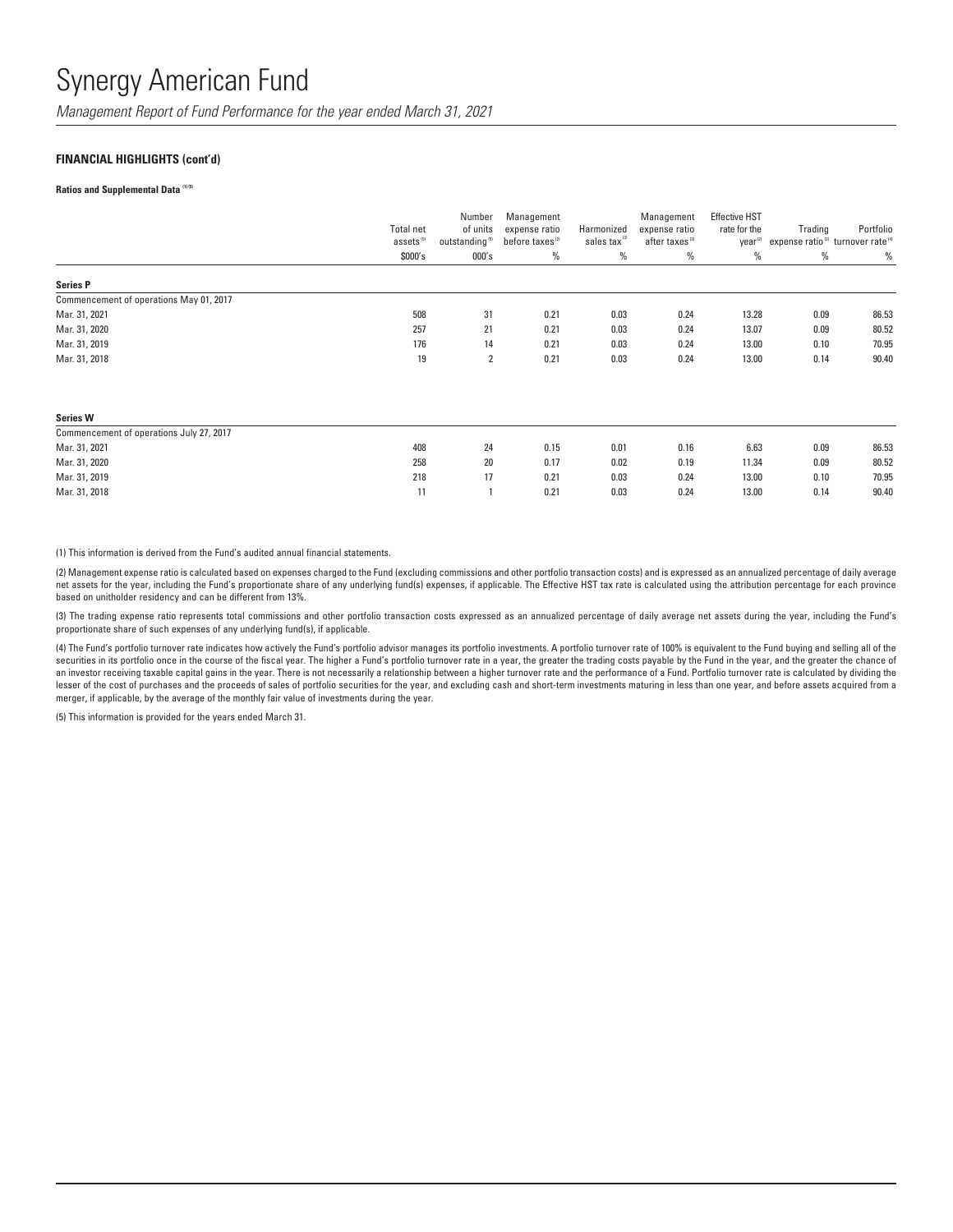# Synergy American Fund

*Management Report of Fund Performance for the year ended March 31, 2021*

**FINANCIAL HIGHLIGHTS (cont'd)**

**Ratios and Supplemental Data** [1][5]

| | Total net assets [5] | Number of units outstanding [5] | Management expense ratio before taxes [2] | Harmonized sales tax [2] | Management expense ratio after taxes [2] | Effective HST rate for the year [2] | Trading expense ratio [3] | Portfolio turnover rate [4] |
|---|---|---|---|---|---|---|---|---|
| | $000's | 000's | % | % | % | % | % | % |
| **Series P** | | | | | | | | |
| Commencement of operations May 01, 2017 | | | | | | | | |
| Mar. 31, 2021 | 508 | 31 | 0.21 | 0.03 | 0.24 | 13.28 | 0.09 | 86.53 |
| Mar. 31, 2020 | 257 | 21 | 0.21 | 0.03 | 0.24 | 13.07 | 0.09 | 80.52 |
| Mar. 31, 2019 | 176 | 14 | 0.21 | 0.03 | 0.24 | 13.00 | 0.10 | 70.95 |
| Mar. 31, 2018 | 19 | 2 | 0.21 | 0.03 | 0.24 | 13.00 | 0.14 | 90.40 |
| **Series W** | | | | | | | | |
| Commencement of operations July 27, 2017 | | | | | | | | |
| Mar. 31, 2021 | 408 | 24 | 0.15 | 0.01 | 0.16 | 6.63 | 0.09 | 86.53 |
| Mar. 31, 2020 | 258 | 20 | 0.17 | 0.02 | 0.19 | 11.34 | 0.09 | 80.52 |
| Mar. 31, 2019 | 218 | 17 | 0.21 | 0.03 | 0.24 | 13.00 | 0.10 | 70.95 |
| Mar. 31, 2018 | 11 | 1 | 0.21 | 0.03 | 0.24 | 13.00 | 0.14 | 90.40 |

(1) This information is derived from the Fund's audited annual financial statements.

(2) Management expense ratio is calculated based on expenses charged to the Fund (excluding commissions and other portfolio transaction costs) and is expressed as an annualized percentage of daily average net assets for the year, including the Fund's proportionate share of any underlying fund(s) expenses, if applicable. The Effective HST tax rate is calculated using the attribution percentage for each province based on unitholder residency and can be different from 13%.

(3) The trading expense ratio represents total commissions and other portfolio transaction costs expressed as an annualized percentage of daily average net assets during the year, including the Fund's proportionate share of such expenses of any underlying fund(s), if applicable.

(4) The Fund's portfolio turnover rate indicates how actively the Fund's portfolio advisor manages its portfolio investments. A portfolio turnover rate of 100% is equivalent to the Fund buying and selling all of the securities in its portfolio once in the course of the fiscal year. The higher a Fund's portfolio turnover rate in a year, the greater the trading costs payable by the Fund in the year, and the greater the chance of an investor receiving taxable capital gains in the year. There is not necessarily a relationship between a higher turnover rate and the performance of a Fund. Portfolio turnover rate is calculated by dividing the lesser of the cost of purchases and the proceeds of sales of portfolio securities for the year, and excluding cash and short-term investments maturing in less than one year, and before assets acquired from a merger, if applicable, by the average of the monthly fair value of investments during the year.

(5) This information is provided for the years ended March 31.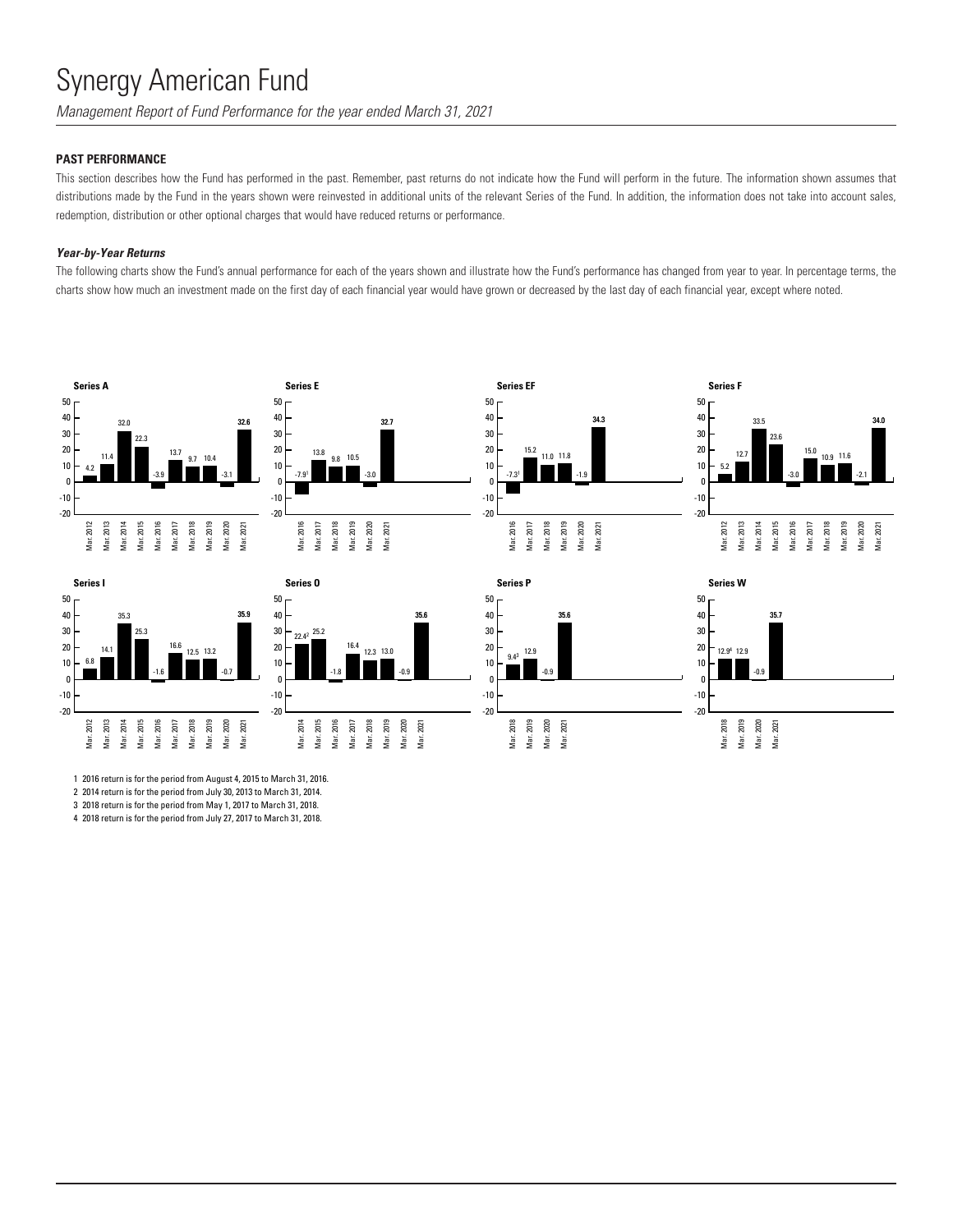# Synergy American Fund

*Management Report of Fund Performance for the year ended March 31, 2021*

## PAST PERFORMANCE

This section describes how the Fund has performed in the past. Remember, past returns do not indicate how the Fund will perform in the future. The information shown assumes that distributions made by the Fund in the years shown were reinvested in additional units of the relevant Series of the Fund. In addition, the information does not take into account sales, redemption, distribution or other optional charges that would have reduced returns or performance.

### *Year-by-Year Returns*

The following charts show the Fund's annual performance for each of the years shown and illustrate how the Fund's performance has changed from year to year. In percentage terms, the charts show how much an investment made on the first day of each financial year would have grown or decreased by the last day of each financial year, except where noted.

**Series A**

| Mar. 2012 | Mar. 2013 | Mar. 2014 | Mar. 2015 | Mar. 2016 | Mar. 2017 | Mar. 2018 | Mar. 2019 | Mar. 2020 | Mar. 2021 |
|---|---|---|---|---|---|---|---|---|---|
| 4.2 | 11.4 | 32.0 | 22.3 | -3.9 | 13.7 | 9.7 | 10.4 | -3.1 | 32.6 |

**Series E**

| Mar. 2016 | Mar. 2017 | Mar. 2018 | Mar. 2019 | Mar. 2020 | Mar. 2021 |
|---|---|---|---|---|---|
| -7.9[1] | 13.8 | 9.8 | 10.5 | -3.0 | 32.7 |

**Series EF**

| Mar. 2016 | Mar. 2017 | Mar. 2018 | Mar. 2019 | Mar. 2020 | Mar. 2021 |
|---|---|---|---|---|---|
| -7.3[1] | 15.2 | 11.0 | 11.8 | -1.9 | 34.3 |

**Series F**

| Mar. 2012 | Mar. 2013 | Mar. 2014 | Mar. 2015 | Mar. 2016 | Mar. 2017 | Mar. 2018 | Mar. 2019 | Mar. 2020 | Mar. 2021 |
|---|---|---|---|---|---|---|---|---|---|
| 5.2 | 12.7 | 33.5 | 23.6 | -3.0 | 15.0 | 10.9 | 11.6 | -2.1 | 34.0 |

**Series I**

| Mar. 2012 | Mar. 2013 | Mar. 2014 | Mar. 2015 | Mar. 2016 | Mar. 2017 | Mar. 2018 | Mar. 2019 | Mar. 2020 | Mar. 2021 |
|---|---|---|---|---|---|---|---|---|---|
| 6.8 | 14.1 | 35.3 | 25.3 | -1.6 | 16.6 | 12.5 | 13.2 | -0.7 | 35.9 |

**Series O**

| Mar. 2014 | Mar. 2015 | Mar. 2016 | Mar. 2017 | Mar. 2018 | Mar. 2019 | Mar. 2020 | Mar. 2021 |
|---|---|---|---|---|---|---|---|
| 22.4[2] | 25.2 | -1.8 | 16.4 | 12.3 | 13.0 | -0.9 | 35.6 |

**Series P**

| Mar. 2018 | Mar. 2019 | Mar. 2020 | Mar. 2021 |
|---|---|---|---|
| 9.4[3] | 12.9 | -0.9 | 35.6 |

**Series W**

| Mar. 2018 | Mar. 2019 | Mar. 2020 | Mar. 2021 |
|---|---|---|---|
| 12.9[4] | 12.9 | -0.9 | 35.7 |

1 2016 return is for the period from August 4, 2015 to March 31, 2016.

2 2014 return is for the period from July 30, 2013 to March 31, 2014.

3 2018 return is for the period from May 1, 2017 to March 31, 2018.

4 2018 return is for the period from July 27, 2017 to March 31, 2018.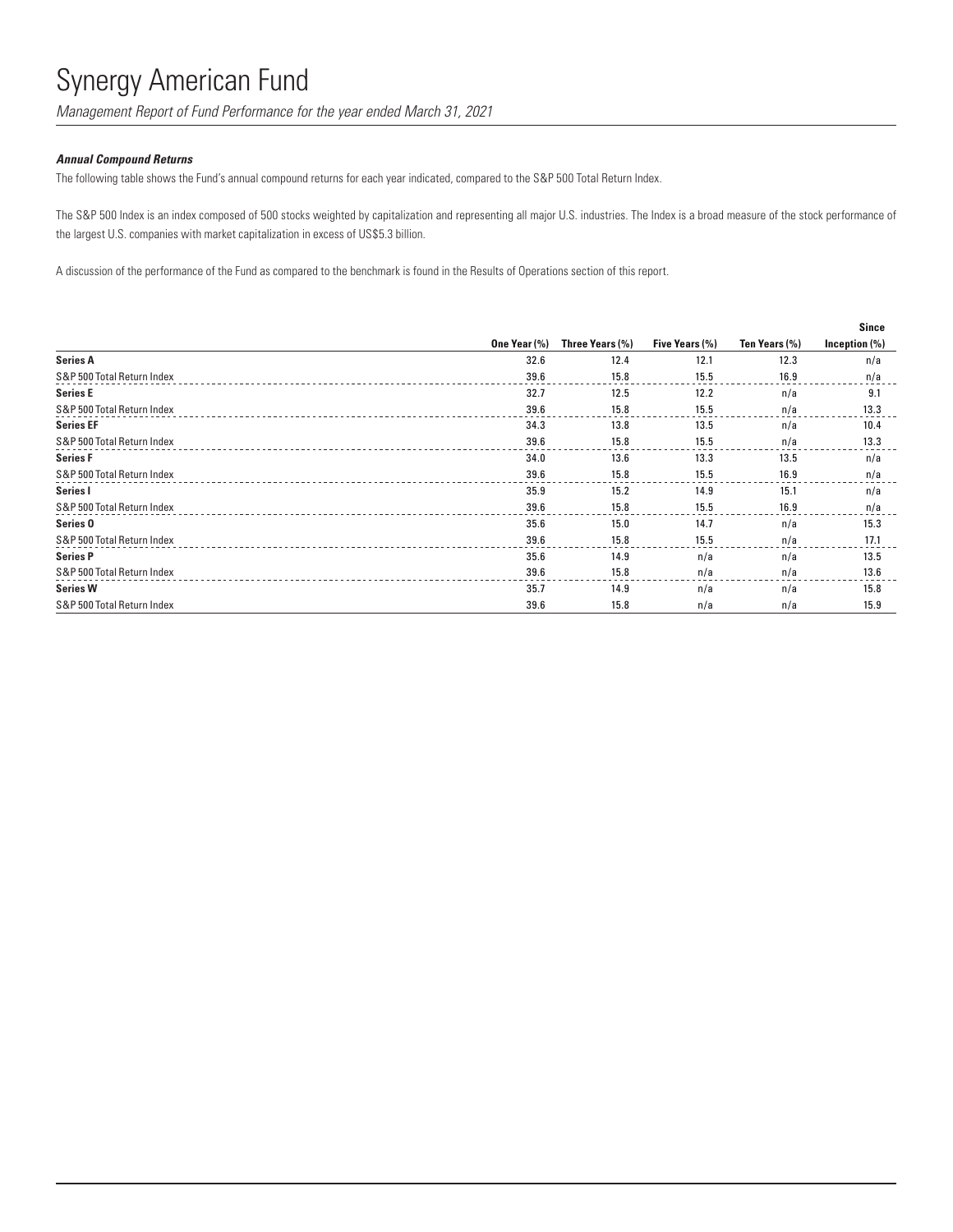# Synergy American Fund

*Management Report of Fund Performance for the year ended March 31, 2021*

***Annual Compound Returns***

The following table shows the Fund's annual compound returns for each year indicated, compared to the S&P 500 Total Return Index.

The S&P 500 Index is an index composed of 500 stocks weighted by capitalization and representing all major U.S. industries. The Index is a broad measure of the stock performance of the largest U.S. companies with market capitalization in excess of US$5.3 billion.

A discussion of the performance of the Fund as compared to the benchmark is found in the Results of Operations section of this report.

| | One Year (%) | Three Years (%) | Five Years (%) | Ten Years (%) | Since Inception (%) |
|---|---|---|---|---|---|
| **Series A** | 32.6 | 12.4 | 12.1 | 12.3 | n/a |
| S&P 500 Total Return Index | 39.6 | 15.8 | 15.5 | 16.9 | n/a |
| **Series E** | 32.7 | 12.5 | 12.2 | n/a | 9.1 |
| S&P 500 Total Return Index | 39.6 | 15.8 | 15.5 | n/a | 13.3 |
| **Series EF** | 34.3 | 13.8 | 13.5 | n/a | 10.4 |
| S&P 500 Total Return Index | 39.6 | 15.8 | 15.5 | n/a | 13.3 |
| **Series F** | 34.0 | 13.6 | 13.3 | 13.5 | n/a |
| S&P 500 Total Return Index | 39.6 | 15.8 | 15.5 | 16.9 | n/a |
| **Series I** | 35.9 | 15.2 | 14.9 | 15.1 | n/a |
| S&P 500 Total Return Index | 39.6 | 15.8 | 15.5 | 16.9 | n/a |
| **Series O** | 35.6 | 15.0 | 14.7 | n/a | 15.3 |
| S&P 500 Total Return Index | 39.6 | 15.8 | 15.5 | n/a | 17.1 |
| **Series P** | 35.6 | 14.9 | n/a | n/a | 13.5 |
| S&P 500 Total Return Index | 39.6 | 15.8 | n/a | n/a | 13.6 |
| **Series W** | 35.7 | 14.9 | n/a | n/a | 15.8 |
| S&P 500 Total Return Index | 39.6 | 15.8 | n/a | n/a | 15.9 |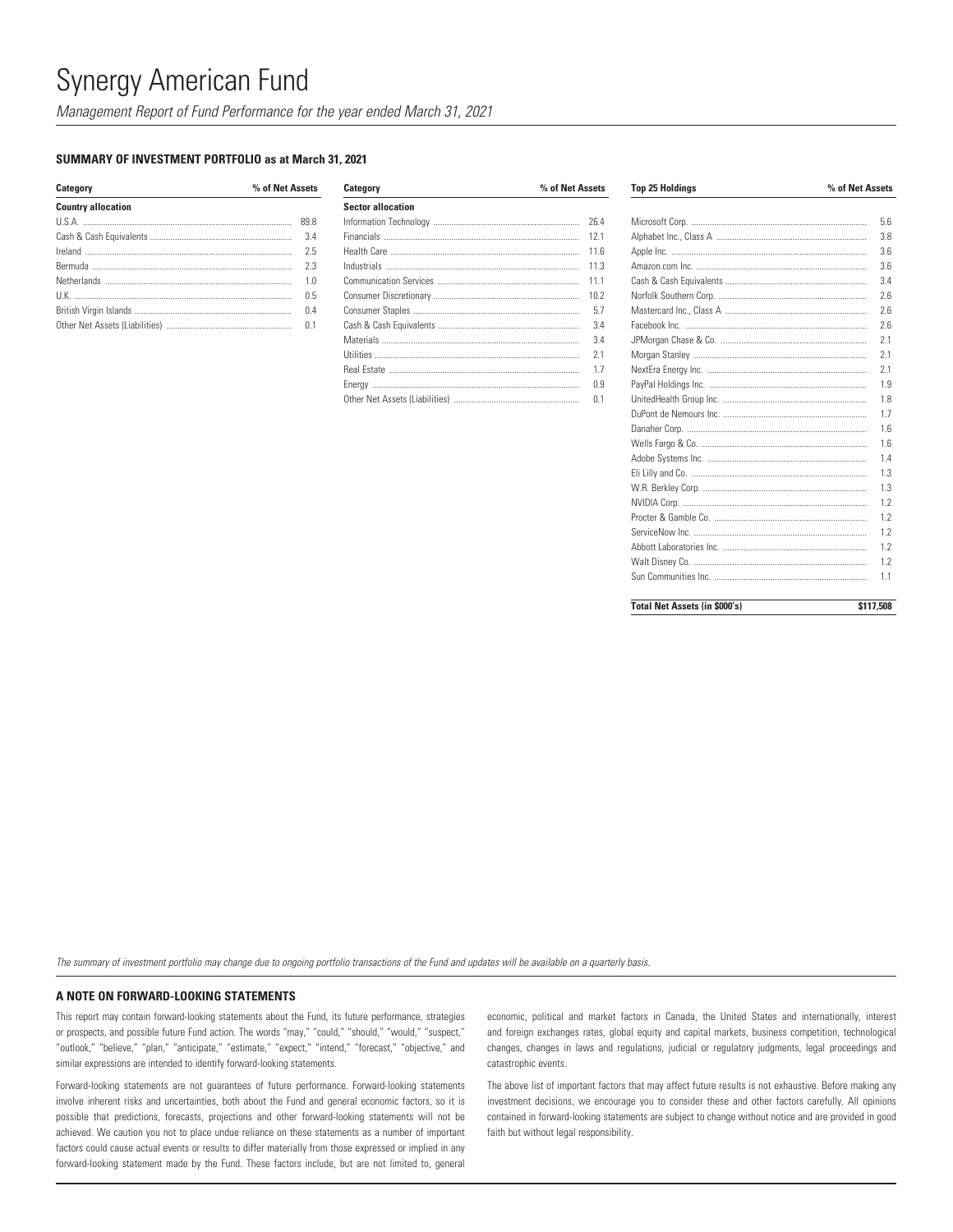# Synergy American Fund

*Management Report of Fund Performance for the year ended March 31, 2021*

## SUMMARY OF INVESTMENT PORTFOLIO as at March 31, 2021

| Category | % of Net Assets |
|---|---|
| **Country allocation** | |
| U.S.A. | 89.8 |
| Cash & Cash Equivalents | 3.4 |
| Ireland | 2.5 |
| Bermuda | 2.3 |
| Netherlands | 1.0 |
| U.K. | 0.5 |
| British Virgin Islands | 0.4 |
| Other Net Assets (Liabilities) | 0.1 |

| Category | % of Net Assets |
|---|---|
| **Sector allocation** | |
| Information Technology | 26.4 |
| Financials | 12.1 |
| Health Care | 11.6 |
| Industrials | 11.3 |
| Communication Services | 11.1 |
| Consumer Discretionary | 10.2 |
| Consumer Staples | 5.7 |
| Cash & Cash Equivalents | 3.4 |
| Materials | 3.4 |
| Utilities | 2.1 |
| Real Estate | 1.7 |
| Energy | 0.9 |
| Other Net Assets (Liabilities) | 0.1 |

| Top 25 Holdings | % of Net Assets |
|---|---|
| Microsoft Corp. | 5.6 |
| Alphabet Inc., Class A | 3.8 |
| Apple Inc. | 3.6 |
| Amazon.com Inc. | 3.6 |
| Cash & Cash Equivalents | 3.4 |
| Norfolk Southern Corp. | 2.6 |
| Mastercard Inc., Class A | 2.6 |
| Facebook Inc. | 2.6 |
| JPMorgan Chase & Co. | 2.1 |
| Morgan Stanley | 2.1 |
| NextEra Energy Inc. | 2.1 |
| PayPal Holdings Inc. | 1.9 |
| UnitedHealth Group Inc. | 1.8 |
| DuPont de Nemours Inc. | 1.7 |
| Danaher Corp. | 1.6 |
| Wells Fargo & Co. | 1.6 |
| Adobe Systems Inc. | 1.4 |
| Eli Lilly and Co. | 1.3 |
| W.R. Berkley Corp. | 1.3 |
| NVIDIA Corp. | 1.2 |
| Procter & Gamble Co. | 1.2 |
| ServiceNow Inc. | 1.2 |
| Abbott Laboratories Inc. | 1.2 |
| Walt Disney Co. | 1.2 |
| Sun Communities Inc. | 1.1 |
| **Total Net Assets (in $000's)** | **$117,508** |

*The summary of investment portfolio may change due to ongoing portfolio transactions of the Fund and updates will be available on a quarterly basis.*

## A NOTE ON FORWARD-LOOKING STATEMENTS

This report may contain forward-looking statements about the Fund, its future performance, strategies or prospects, and possible future Fund action. The words "may," "could," "should," "would," "suspect," "outlook," "believe," "plan," "anticipate," "estimate," "expect," "intend," "forecast," "objective," and similar expressions are intended to identify forward-looking statements.

Forward-looking statements are not guarantees of future performance. Forward-looking statements involve inherent risks and uncertainties, both about the Fund and general economic factors, so it is possible that predictions, forecasts, projections and other forward-looking statements will not be achieved. We caution you not to place undue reliance on these statements as a number of important factors could cause actual events or results to differ materially from those expressed or implied in any forward-looking statement made by the Fund. These factors include, but are not limited to, general economic, political and market factors in Canada, the United States and internationally, interest and foreign exchanges rates, global equity and capital markets, business competition, technological changes, changes in laws and regulations, judicial or regulatory judgments, legal proceedings and catastrophic events.

The above list of important factors that may affect future results is not exhaustive. Before making any investment decisions, we encourage you to consider these and other factors carefully. All opinions contained in forward-looking statements are subject to change without notice and are provided in good faith but without legal responsibility.